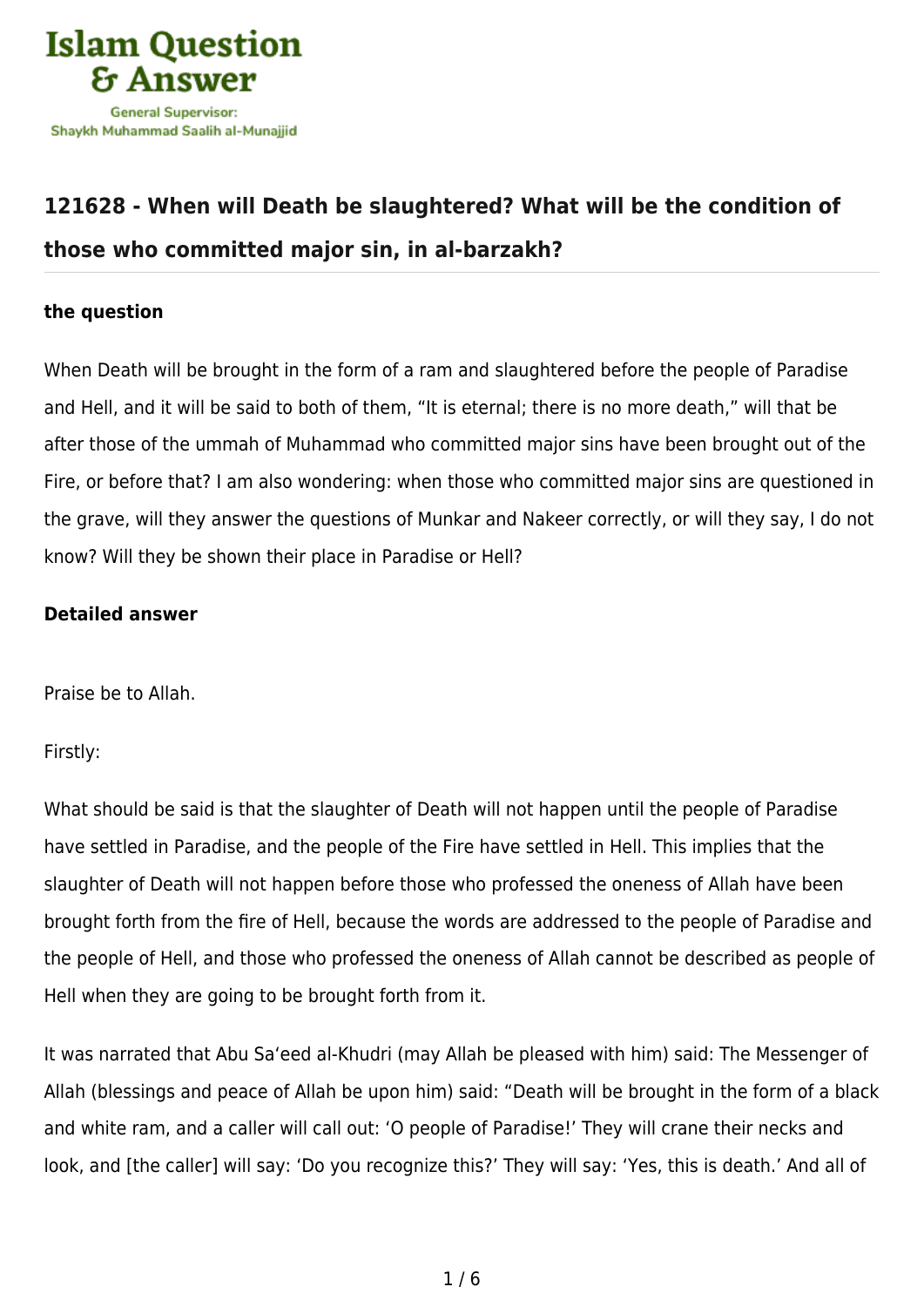## 121628 - When will Death be slaughtered? What will be the condition of those who committed major sin, in al-barzakh?

**the question**

When Death will be brought in the form of a ram and slaughtered before the people of Paradise and Hell, and it will be said to both of them, “It is eternal; there is no more death,” will that be after those of the ummah of Muhammad who committed major sins have been brought out of the Fire, or before that? I am also wondering: when those who committed major sins are questioned in the grave, will they answer the questions of Munkar and Nakeer correctly, or will they say, I do not know? Will they be shown their place in Paradise or Hell?

**Detailed answer**

Praise be to Allah.

Firstly:

What should be said is that the slaughter of Death will not happen until the people of Paradise have settled in Paradise, and the people of the Fire have settled in Hell. This implies that the slaughter of Death will not happen before those who professed the oneness of Allah have been brought forth from the fire of Hell, because the words are addressed to the people of Paradise and the people of Hell, and those who professed the oneness of Allah cannot be described as people of Hell when they are going to be brought forth from it.

It was narrated that Abu Sa‘eed al-Khudri (may Allah be pleased with him) said: The Messenger of Allah (blessings and peace of Allah be upon him) said: “Death will be brought in the form of a black and white ram, and a caller will call out: ‘O people of Paradise!’ They will crane their necks and look, and [the caller] will say: ‘Do you recognize this?’ They will say: ‘Yes, this is death.’ And all of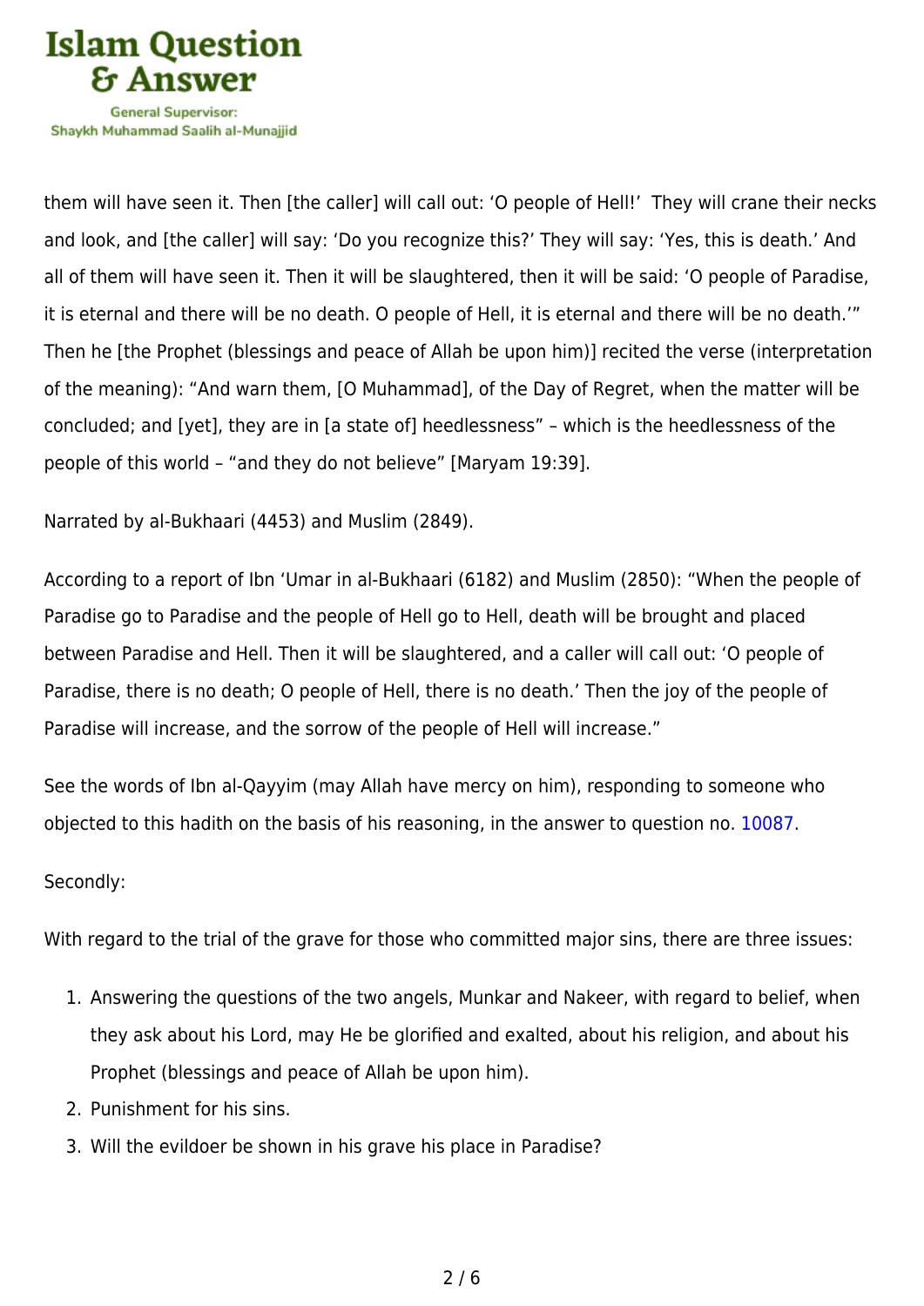them will have seen it. Then [the caller] will call out: ‘O people of Hell!’ They will crane their necks and look, and [the caller] will say: ‘Do you recognize this?’ They will say: ‘Yes, this is death.’ And all of them will have seen it. Then it will be slaughtered, then it will be said: ‘O people of Paradise, it is eternal and there will be no death. O people of Hell, it is eternal and there will be no death.’” Then he [the Prophet (blessings and peace of Allah be upon him)] recited the verse (interpretation of the meaning): “And warn them, [O Muhammad], of the Day of Regret, when the matter will be concluded; and [yet], they are in [a state of] heedlessness” – which is the heedlessness of the people of this world – “and they do not believe” [Maryam 19:39].

Narrated by al-Bukhaari (4453) and Muslim (2849).

According to a report of Ibn ‘Umar in al-Bukhaari (6182) and Muslim (2850): “When the people of Paradise go to Paradise and the people of Hell go to Hell, death will be brought and placed between Paradise and Hell. Then it will be slaughtered, and a caller will call out: ‘O people of Paradise, there is no death; O people of Hell, there is no death.’ Then the joy of the people of Paradise will increase, and the sorrow of the people of Hell will increase.”

See the words of Ibn al-Qayyim (may Allah have mercy on him), responding to someone who objected to this hadith on the basis of his reasoning, in the answer to question no. 10087.

Secondly:

With regard to the trial of the grave for those who committed major sins, there are three issues:

1. Answering the questions of the two angels, Munkar and Nakeer, with regard to belief, when they ask about his Lord, may He be glorified and exalted, about his religion, and about his Prophet (blessings and peace of Allah be upon him).
2. Punishment for his sins.
3. Will the evildoer be shown in his grave his place in Paradise?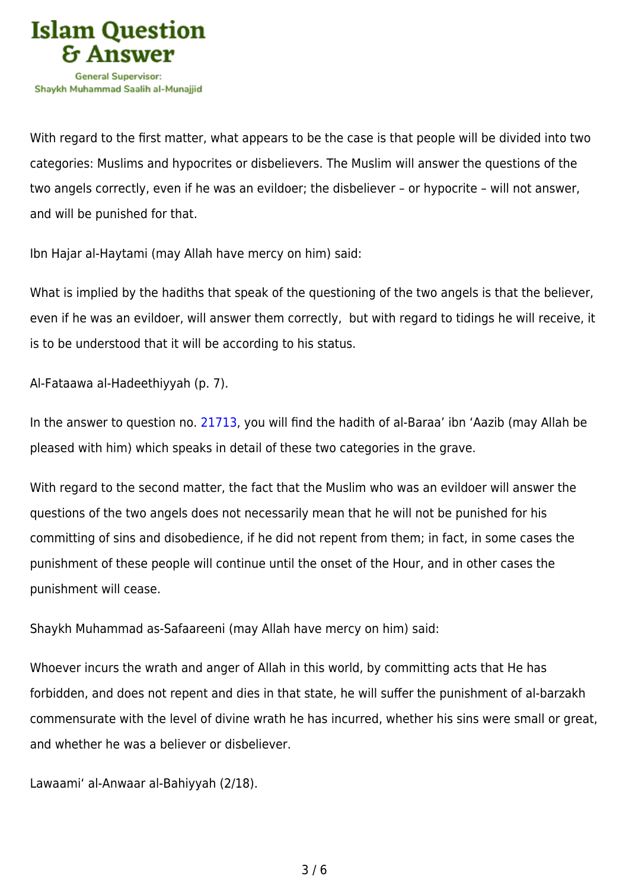With regard to the first matter, what appears to be the case is that people will be divided into two categories: Muslims and hypocrites or disbelievers. The Muslim will answer the questions of the two angels correctly, even if he was an evildoer; the disbeliever – or hypocrite – will not answer, and will be punished for that.

Ibn Hajar al-Haytami (may Allah have mercy on him) said:

What is implied by the hadiths that speak of the questioning of the two angels is that the believer, even if he was an evildoer, will answer them correctly, but with regard to tidings he will receive, it is to be understood that it will be according to his status.

Al-Fataawa al-Hadeethiyyah (p. 7).

In the answer to question no. 21713, you will find the hadith of al-Baraa' ibn 'Aazib (may Allah be pleased with him) which speaks in detail of these two categories in the grave.

With regard to the second matter, the fact that the Muslim who was an evildoer will answer the questions of the two angels does not necessarily mean that he will not be punished for his committing of sins and disobedience, if he did not repent from them; in fact, in some cases the punishment of these people will continue until the onset of the Hour, and in other cases the punishment will cease.

Shaykh Muhammad as-Safaareeni (may Allah have mercy on him) said:

Whoever incurs the wrath and anger of Allah in this world, by committing acts that He has forbidden, and does not repent and dies in that state, he will suffer the punishment of al-barzakh commensurate with the level of divine wrath he has incurred, whether his sins were small or great, and whether he was a believer or disbeliever.

Lawaami' al-Anwaar al-Bahiyyah (2/18).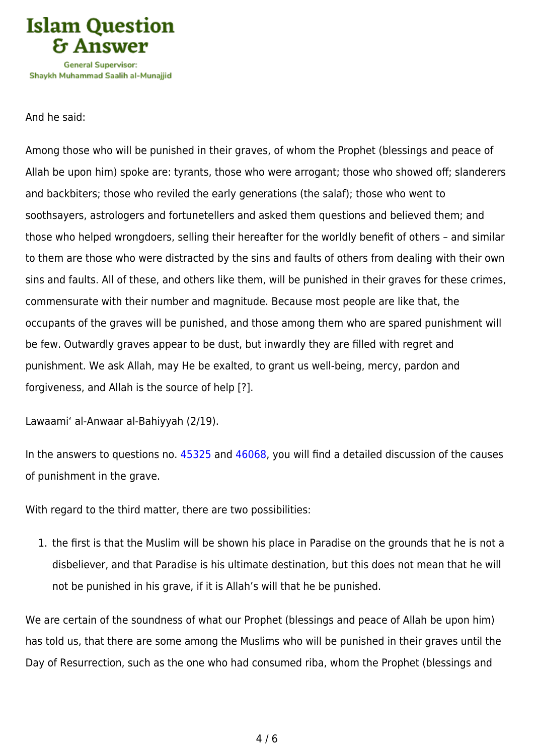And he said:

Among those who will be punished in their graves, of whom the Prophet (blessings and peace of Allah be upon him) spoke are: tyrants, those who were arrogant; those who showed off; slanderers and backbiters; those who reviled the early generations (the salaf); those who went to soothsayers, astrologers and fortunetellers and asked them questions and believed them; and those who helped wrongdoers, selling their hereafter for the worldly benefit of others – and similar to them are those who were distracted by the sins and faults of others from dealing with their own sins and faults. All of these, and others like them, will be punished in their graves for these crimes, commensurate with their number and magnitude. Because most people are like that, the occupants of the graves will be punished, and those among them who are spared punishment will be few. Outwardly graves appear to be dust, but inwardly they are filled with regret and punishment. We ask Allah, may He be exalted, to grant us well-being, mercy, pardon and forgiveness, and Allah is the source of help [?].

Lawaami' al-Anwaar al-Bahiyyah (2/19).

In the answers to questions no. 45325 and 46068, you will find a detailed discussion of the causes of punishment in the grave.

With regard to the third matter, there are two possibilities:

1. the first is that the Muslim will be shown his place in Paradise on the grounds that he is not a disbeliever, and that Paradise is his ultimate destination, but this does not mean that he will not be punished in his grave, if it is Allah's will that he be punished.

We are certain of the soundness of what our Prophet (blessings and peace of Allah be upon him) has told us, that there are some among the Muslims who will be punished in their graves until the Day of Resurrection, such as the one who had consumed riba, whom the Prophet (blessings and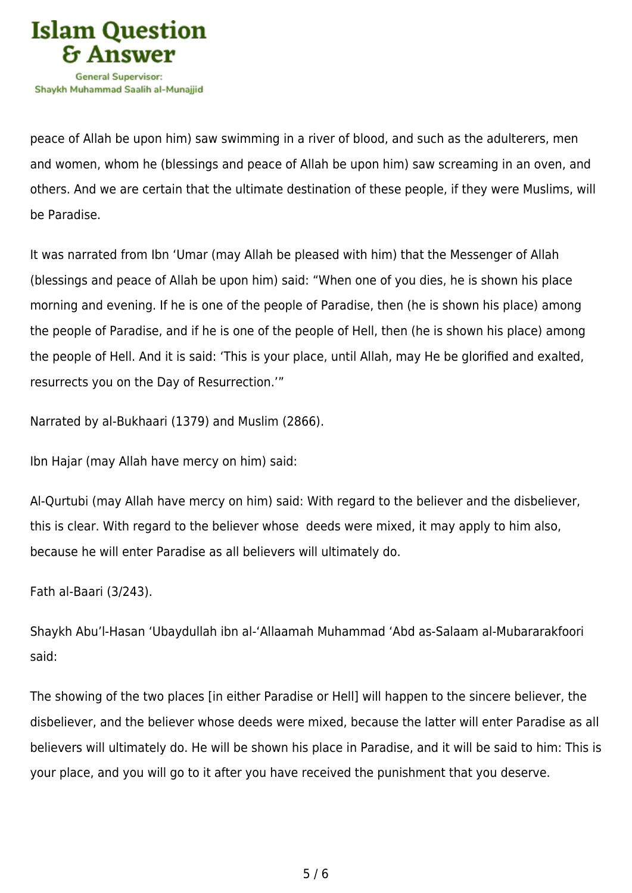peace of Allah be upon him) saw swimming in a river of blood, and such as the adulterers, men and women, whom he (blessings and peace of Allah be upon him) saw screaming in an oven, and others. And we are certain that the ultimate destination of these people, if they were Muslims, will be Paradise.

It was narrated from Ibn 'Umar (may Allah be pleased with him) that the Messenger of Allah (blessings and peace of Allah be upon him) said: "When one of you dies, he is shown his place morning and evening. If he is one of the people of Paradise, then (he is shown his place) among the people of Paradise, and if he is one of the people of Hell, then (he is shown his place) among the people of Hell. And it is said: 'This is your place, until Allah, may He be glorified and exalted, resurrects you on the Day of Resurrection.'"

Narrated by al-Bukhaari (1379) and Muslim (2866).

Ibn Hajar (may Allah have mercy on him) said:

Al-Qurtubi (may Allah have mercy on him) said: With regard to the believer and the disbeliever, this is clear. With regard to the believer whose deeds were mixed, it may apply to him also, because he will enter Paradise as all believers will ultimately do.

Fath al-Baari (3/243).

Shaykh Abu'l-Hasan 'Ubaydullah ibn al-'Allaamah Muhammad 'Abd as-Salaam al-Mubararakfoori said:

The showing of the two places [in either Paradise or Hell] will happen to the sincere believer, the disbeliever, and the believer whose deeds were mixed, because the latter will enter Paradise as all believers will ultimately do. He will be shown his place in Paradise, and it will be said to him: This is your place, and you will go to it after you have received the punishment that you deserve.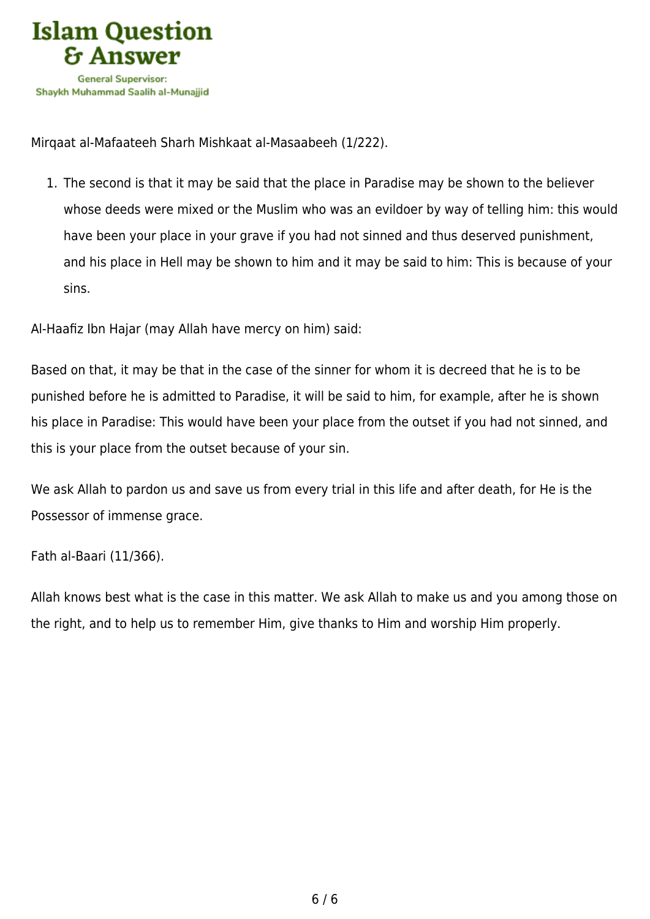Mirqaat al-Mafaateeh Sharh Mishkaat al-Masaabeeh (1/222).

2. The second is that it may be said that the place in Paradise may be shown to the believer whose deeds were mixed or the Muslim who was an evildoer by way of telling him: this would have been your place in your grave if you had not sinned and thus deserved punishment, and his place in Hell may be shown to him and it may be said to him: This is because of your sins.

Al-Haafiz Ibn Hajar (may Allah have mercy on him) said:

Based on that, it may be that in the case of the sinner for whom it is decreed that he is to be punished before he is admitted to Paradise, it will be said to him, for example, after he is shown his place in Paradise: This would have been your place from the outset if you had not sinned, and this is your place from the outset because of your sin.

We ask Allah to pardon us and save us from every trial in this life and after death, for He is the Possessor of immense grace.

Fath al-Baari (11/366).

Allah knows best what is the case in this matter. We ask Allah to make us and you among those on the right, and to help us to remember Him, give thanks to Him and worship Him properly.